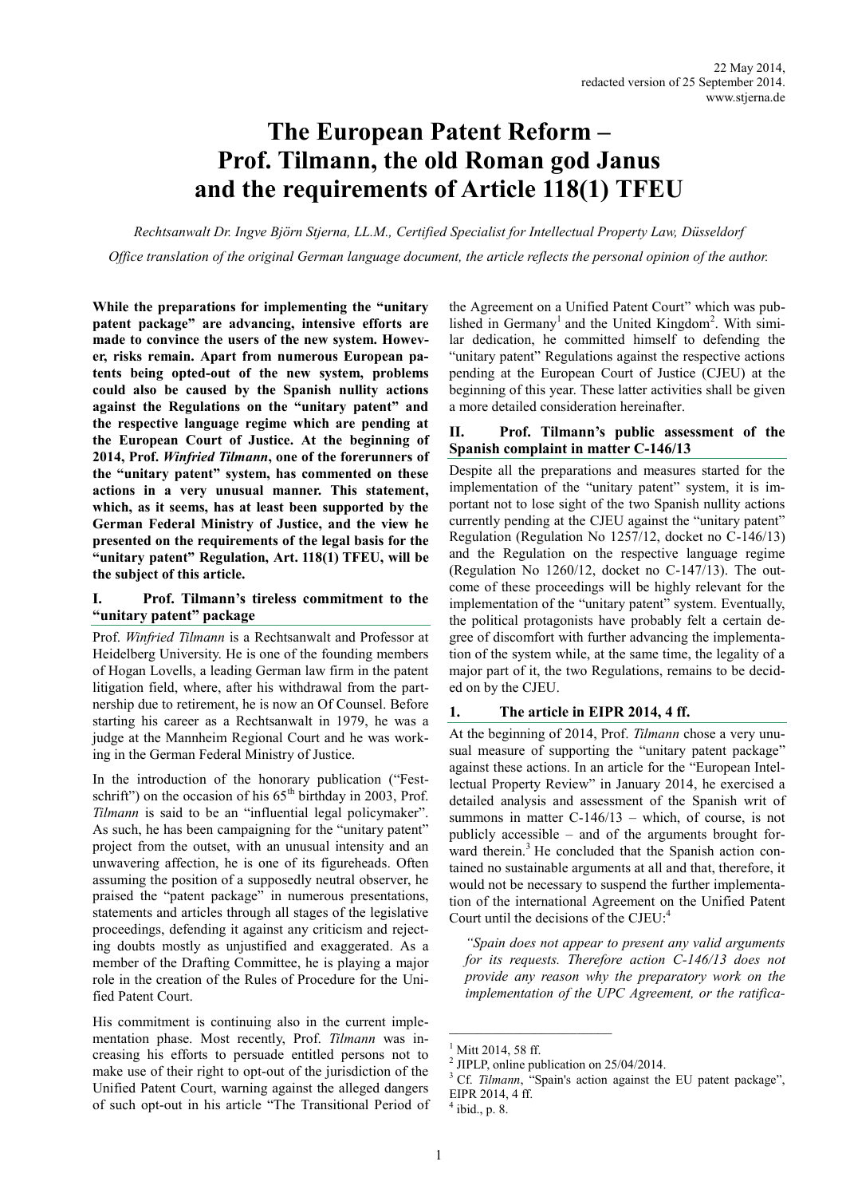22 May 2014,
redacted version of 25 September 2014.
www.stjerna.de

# The European Patent Reform – Prof. Tilmann, the old Roman god Janus and the requirements of Article 118(1) TFEU

*Rechtsanwalt Dr. Ingve Björn Stjerna, LL.M., Certified Specialist for Intellectual Property Law, Düsseldorf*

*Office translation of the original German language document, the article reflects the personal opinion of the author.*

**While the preparations for implementing the "unitary patent package" are advancing, intensive efforts are made to convince the users of the new system. However, risks remain. Apart from numerous European patents being opted-out of the new system, problems could also be caused by the Spanish nullity actions against the Regulations on the "unitary patent" and the respective language regime which are pending at the European Court of Justice. At the beginning of 2014, Prof. *Winfried Tilmann*, one of the forerunners of the "unitary patent" system, has commented on these actions in a very unusual manner. This statement, which, as it seems, has at least been supported by the German Federal Ministry of Justice, and the view he presented on the requirements of the legal basis for the "unitary patent" Regulation, Art. 118(1) TFEU, will be the subject of this article.**

## I. Prof. Tilmann's tireless commitment to the "unitary patent" package

Prof. *Winfried Tilmann* is a Rechtsanwalt and Professor at Heidelberg University. He is one of the founding members of Hogan Lovells, a leading German law firm in the patent litigation field, where, after his withdrawal from the partnership due to retirement, he is now an Of Counsel. Before starting his career as a Rechtsanwalt in 1979, he was a judge at the Mannheim Regional Court and he was working in the German Federal Ministry of Justice.

In the introduction of the honorary publication ("Festschrift") on the occasion of his 65th birthday in 2003, Prof. *Tilmann* is said to be an "influential legal policymaker". As such, he has been campaigning for the "unitary patent" project from the outset, with an unusual intensity and an unwavering affection, he is one of its figureheads. Often assuming the position of a supposedly neutral observer, he praised the "patent package" in numerous presentations, statements and articles through all stages of the legislative proceedings, defending it against any criticism and rejecting doubts mostly as unjustified and exaggerated. As a member of the Drafting Committee, he is playing a major role in the creation of the Rules of Procedure for the Unified Patent Court.

His commitment is continuing also in the current implementation phase. Most recently, Prof. *Tilmann* was increasing his efforts to persuade entitled persons not to make use of their right to opt-out of the jurisdiction of the Unified Patent Court, warning against the alleged dangers of such opt-out in his article "The Transitional Period of the Agreement on a Unified Patent Court" which was published in Germany[1] and the United Kingdom[2]. With similar dedication, he committed himself to defending the "unitary patent" Regulations against the respective actions pending at the European Court of Justice (CJEU) at the beginning of this year. These latter activities shall be given a more detailed consideration hereinafter.

## II. Prof. Tilmann's public assessment of the Spanish complaint in matter C-146/13

Despite all the preparations and measures started for the implementation of the "unitary patent" system, it is important not to lose sight of the two Spanish nullity actions currently pending at the CJEU against the "unitary patent" Regulation (Regulation No 1257/12, docket no C-146/13) and the Regulation on the respective language regime (Regulation No 1260/12, docket no C-147/13). The outcome of these proceedings will be highly relevant for the implementation of the "unitary patent" system. Eventually, the political protagonists have probably felt a certain degree of discomfort with further advancing the implementation of the system while, at the same time, the legality of a major part of it, the two Regulations, remains to be decided on by the CJEU.

### 1. The article in EIPR 2014, 4 ff.

At the beginning of 2014, Prof. *Tilmann* chose a very unusual measure of supporting the "unitary patent package" against these actions. In an article for the "European Intellectual Property Review" in January 2014, he exercised a detailed analysis and assessment of the Spanish writ of summons in matter C-146/13 – which, of course, is not publicly accessible – and of the arguments brought forward therein.[3] He concluded that the Spanish action contained no sustainable arguments at all and that, therefore, it would not be necessary to suspend the further implementation of the international Agreement on the Unified Patent Court until the decisions of the CJEU:[4]

> *"Spain does not appear to present any valid arguments for its requests. Therefore action C-146/13 does not provide any reason why the preparatory work on the implementation of the UPC Agreement, or the ratifica-*

---

[1] Mitt 2014, 58 ff.

[2] JIPLP, online publication on 25/04/2014.

[3] Cf. *Tilmann*, "Spain's action against the EU patent package", EIPR 2014, 4 ff.

[4] ibid., p. 8.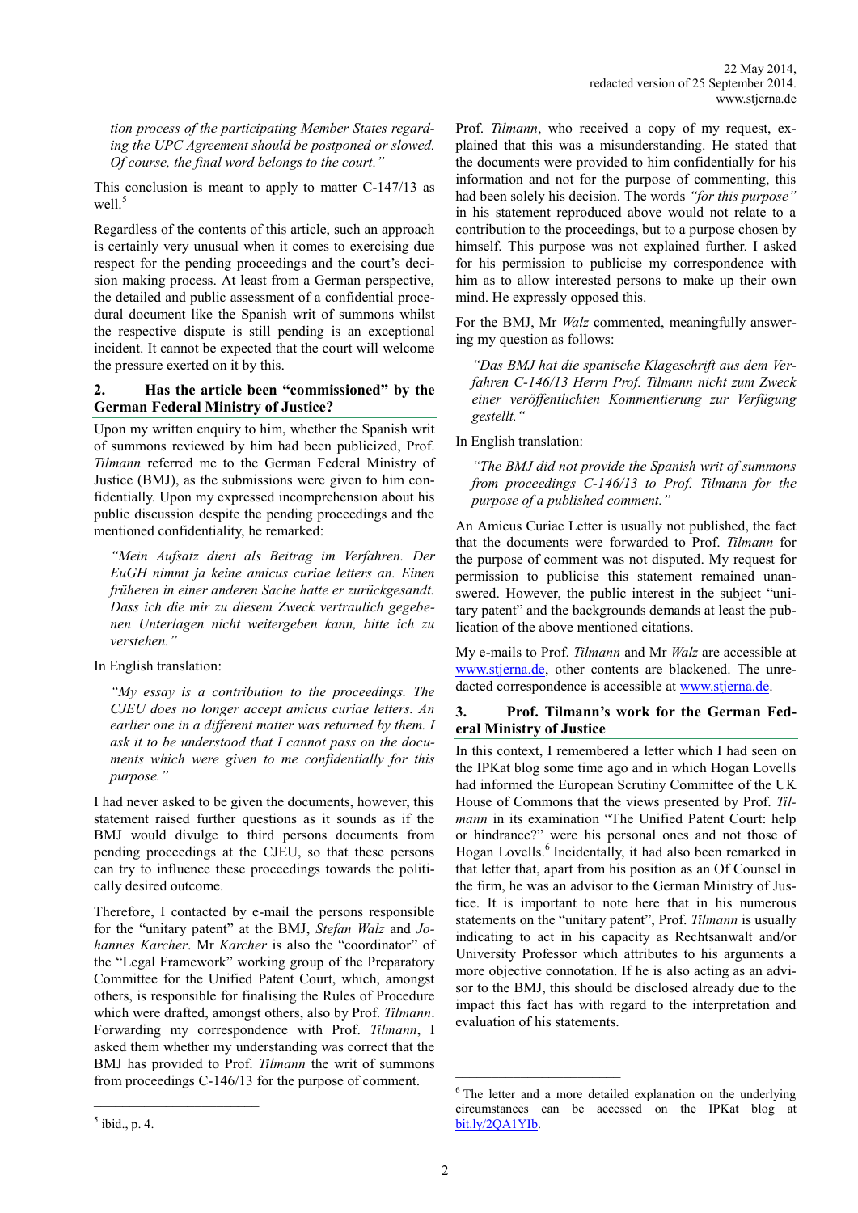*tion process of the participating Member States regarding the UPC Agreement should be postponed or slowed. Of course, the final word belongs to the court."*

This conclusion is meant to apply to matter C-147/13 as well.[5]

Regardless of the contents of this article, such an approach is certainly very unusual when it comes to exercising due respect for the pending proceedings and the court's decision making process. At least from a German perspective, the detailed and public assessment of a confidential procedural document like the Spanish writ of summons whilst the respective dispute is still pending is an exceptional incident. It cannot be expected that the court will welcome the pressure exerted on it by this.

## 2. Has the article been "commissioned" by the German Federal Ministry of Justice?

Upon my written enquiry to him, whether the Spanish writ of summons reviewed by him had been publicized, Prof. *Tilmann* referred me to the German Federal Ministry of Justice (BMJ), as the submissions were given to him confidentially. Upon my expressed incomprehension about his public discussion despite the pending proceedings and the mentioned confidentiality, he remarked:

> *"Mein Aufsatz dient als Beitrag im Verfahren. Der EuGH nimmt ja keine amicus curiae letters an. Einen früheren in einer anderen Sache hatte er zurückgesandt. Dass ich die mir zu diesem Zweck vertraulich gegebenen Unterlagen nicht weitergeben kann, bitte ich zu verstehen."*

In English translation:

> *"My essay is a contribution to the proceedings. The CJEU does no longer accept amicus curiae letters. An earlier one in a different matter was returned by them. I ask it to be understood that I cannot pass on the documents which were given to me confidentially for this purpose."*

I had never asked to be given the documents, however, this statement raised further questions as it sounds as if the BMJ would divulge to third persons documents from pending proceedings at the CJEU, so that these persons can try to influence these proceedings towards the politically desired outcome.

Therefore, I contacted by e-mail the persons responsible for the "unitary patent" at the BMJ, *Stefan Walz* and *Johannes Karcher*. Mr *Karcher* is also the "coordinator" of the "Legal Framework" working group of the Preparatory Committee for the Unified Patent Court, which, amongst others, is responsible for finalising the Rules of Procedure which were drafted, amongst others, also by Prof. *Tilmann*. Forwarding my correspondence with Prof. *Tilmann*, I asked them whether my understanding was correct that the BMJ has provided to Prof. *Tilmann* the writ of summons from proceedings C-146/13 for the purpose of comment.

Prof. *Tilmann*, who received a copy of my request, explained that this was a misunderstanding. He stated that the documents were provided to him confidentially for his information and not for the purpose of commenting, this had been solely his decision. The words *"for this purpose"* in his statement reproduced above would not relate to a contribution to the proceedings, but to a purpose chosen by himself. This purpose was not explained further. I asked for his permission to publicise my correspondence with him as to allow interested persons to make up their own mind. He expressly opposed this.

For the BMJ, Mr *Walz* commented, meaningfully answering my question as follows:

> *"Das BMJ hat die spanische Klageschrift aus dem Verfahren C-146/13 Herrn Prof. Tilmann nicht zum Zweck einer veröffentlichten Kommentierung zur Verfügung gestellt."*

In English translation:

> *"The BMJ did not provide the Spanish writ of summons from proceedings C-146/13 to Prof. Tilmann for the purpose of a published comment."*

An Amicus Curiae Letter is usually not published, the fact that the documents were forwarded to Prof. *Tilmann* for the purpose of comment was not disputed. My request for permission to publicise this statement remained unanswered. However, the public interest in the subject "unitary patent" and the backgrounds demands at least the publication of the above mentioned citations.

My e-mails to Prof. *Tilmann* and Mr *Walz* are accessible at www.stjerna.de, other contents are blackened. The unredacted correspondence is accessible at www.stjerna.de.

## 3. Prof. Tilmann's work for the German Federal Ministry of Justice

In this context, I remembered a letter which I had seen on the IPKat blog some time ago and in which Hogan Lovells had informed the European Scrutiny Committee of the UK House of Commons that the views presented by Prof. *Tilmann* in its examination "The Unified Patent Court: help or hindrance?" were his personal ones and not those of Hogan Lovells.[6] Incidentally, it had also been remarked in that letter that, apart from his position as an Of Counsel in the firm, he was an advisor to the German Ministry of Justice. It is important to note here that in his numerous statements on the "unitary patent", Prof. *Tilmann* is usually indicating to act in his capacity as Rechtsanwalt and/or University Professor which attributes to his arguments a more objective connotation. If he is also acting as an advisor to the BMJ, this should be disclosed already due to the impact this fact has with regard to the interpretation and evaluation of his statements.

---

[5] ibid., p. 4.

[6] The letter and a more detailed explanation on the underlying circumstances can be accessed on the IPKat blog at bit.ly/2QA1YIb.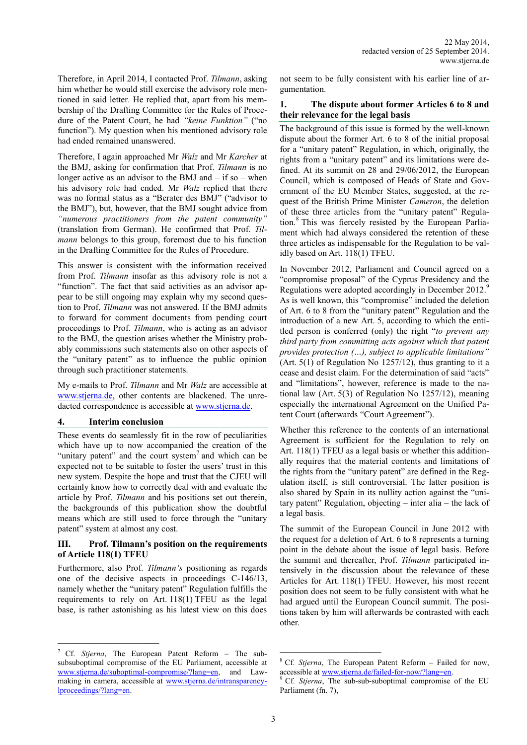Therefore, in April 2014, I contacted Prof. *Tilmann*, asking him whether he would still exercise the advisory role mentioned in said letter. He replied that, apart from his membership of the Drafting Committee for the Rules of Procedure of the Patent Court, he had *"keine Funktion"* ("no function"). My question when his mentioned advisory role had ended remained unanswered.

Therefore, I again approached Mr *Walz* and Mr *Karcher* at the BMJ, asking for confirmation that Prof. *Tilmann* is no longer active as an advisor to the BMJ and – if so – when his advisory role had ended. Mr *Walz* replied that there was no formal status as a "Berater des BMJ" ("advisor to the BMJ"), but, however, that the BMJ sought advice from *"numerous practitioners from the patent community"* (translation from German). He confirmed that Prof. *Tilmann* belongs to this group, foremost due to his function in the Drafting Committee for the Rules of Procedure.

This answer is consistent with the information received from Prof. *Tilmann* insofar as this advisory role is not a "function". The fact that said activities as an advisor appear to be still ongoing may explain why my second question to Prof. *Tilmann* was not answered. If the BMJ admits to forward for comment documents from pending court proceedings to Prof. *Tilmann*, who is acting as an advisor to the BMJ, the question arises whether the Ministry probably commissions such statements also on other aspects of the "unitary patent" as to influence the public opinion through such practitioner statements.

My e-mails to Prof. *Tilmann* and Mr *Walz* are accessible at www.stjerna.de, other contents are blackened. The unredacted correspondence is accessible at www.stjerna.de.

## 4. Interim conclusion

These events do seamlessly fit in the row of peculiarities which have up to now accompanied the creation of the "unitary patent" and the court system[7] and which can be expected not to be suitable to foster the users' trust in this new system. Despite the hope and trust that the CJEU will certainly know how to correctly deal with and evaluate the article by Prof. *Tilmann* and his positions set out therein, the backgrounds of this publication show the doubtful means which are still used to force through the "unitary patent" system at almost any cost.

# III. Prof. Tilmann's position on the requirements of Article 118(1) TFEU

Furthermore, also Prof. *Tilmann's* positioning as regards one of the decisive aspects in proceedings C-146/13, namely whether the "unitary patent" Regulation fulfils the requirements to rely on Art. 118(1) TFEU as the legal base, is rather astonishing as his latest view on this does not seem to be fully consistent with his earlier line of argumentation.

## 1. The dispute about former Articles 6 to 8 and their relevance for the legal basis

The background of this issue is formed by the well-known dispute about the former Art. 6 to 8 of the initial proposal for a "unitary patent" Regulation, in which, originally, the rights from a "unitary patent" and its limitations were defined. At its summit on 28 and 29/06/2012, the European Council, which is composed of Heads of State and Government of the EU Member States, suggested, at the request of the British Prime Minister *Cameron*, the deletion of these three articles from the "unitary patent" Regulation.[8] This was fiercely resisted by the European Parliament which had always considered the retention of these three articles as indispensable for the Regulation to be validly based on Art. 118(1) TFEU.

In November 2012, Parliament and Council agreed on a "compromise proposal" of the Cyprus Presidency and the Regulations were adopted accordingly in December 2012.[9] As is well known, this "compromise" included the deletion of Art. 6 to 8 from the "unitary patent" Regulation and the introduction of a new Art. 5, according to which the entitled person is conferred (only) the right "*to prevent any third party from committing acts against which that patent provides protection (…), subject to applicable limitations"* (Art. 5(1) of Regulation No 1257/12), thus granting to it a cease and desist claim. For the determination of said "acts" and "limitations", however, reference is made to the national law (Art. 5(3) of Regulation No 1257/12), meaning especially the international Agreement on the Unified Patent Court (afterwards "Court Agreement").

Whether this reference to the contents of an international Agreement is sufficient for the Regulation to rely on Art. 118(1) TFEU as a legal basis or whether this additionally requires that the material contents and limitations of the rights from the "unitary patent" are defined in the Regulation itself, is still controversial. The latter position is also shared by Spain in its nullity action against the "unitary patent" Regulation, objecting – inter alia – the lack of a legal basis.

The summit of the European Council in June 2012 with the request for a deletion of Art. 6 to 8 represents a turning point in the debate about the issue of legal basis. Before the summit and thereafter, Prof. *Tilmann* participated intensively in the discussion about the relevance of these Articles for Art. 118(1) TFEU. However, his most recent position does not seem to be fully consistent with what he had argued until the European Council summit. The positions taken by him will afterwards be contrasted with each other.

---

[7] Cf. *Stjerna*, The European Patent Reform – The sub-subsuboptimal compromise of the EU Parliament, accessible at www.stjerna.de/suboptimal-compromise/?lang=en, and Lawmaking in camera, accessible at www.stjerna.de/intransparency-lproceedings/?lang=en.

[8] Cf. *Stjerna*, The European Patent Reform – Failed for now, accessible at www.stjerna.de/failed-for-now/?lang=en.

[9] Cf. *Stjerna*, The sub-sub-suboptimal compromise of the EU Parliament (fn. 7),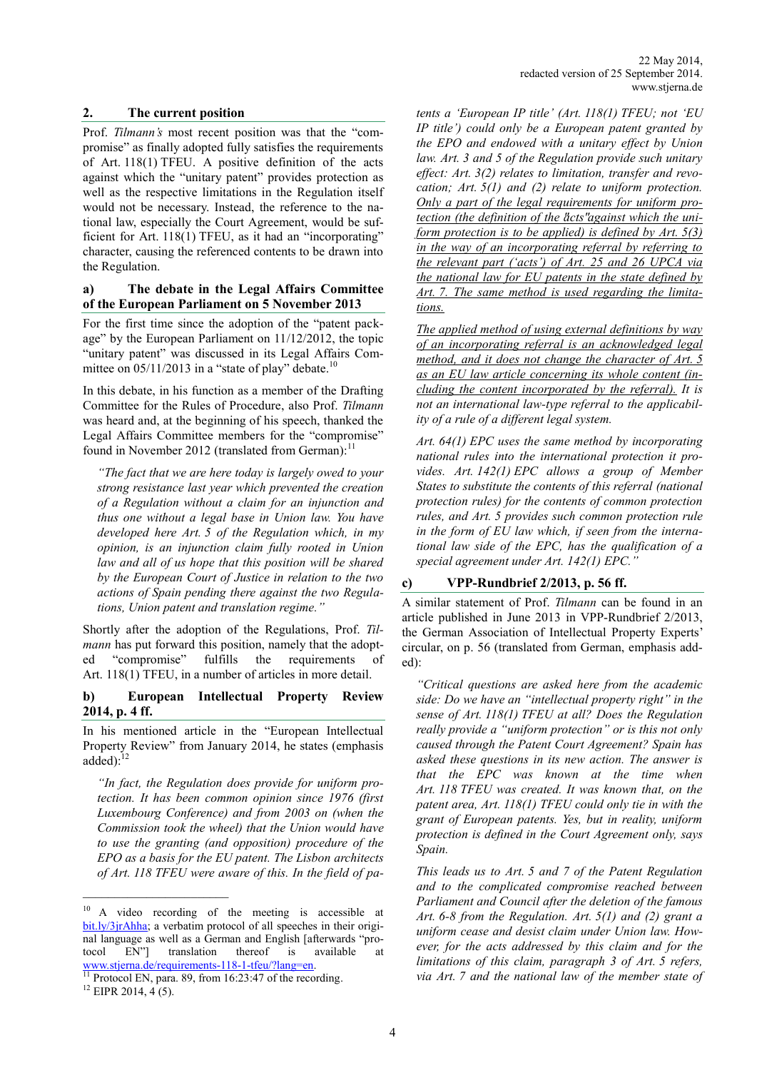## 2. The current position

Prof. *Tilmann's* most recent position was that the "compromise" as finally adopted fully satisfies the requirements of Art. 118(1) TFEU. A positive definition of the acts against which the "unitary patent" provides protection as well as the respective limitations in the Regulation itself would not be necessary. Instead, the reference to the national law, especially the Court Agreement, would be sufficient for Art. 118(1) TFEU, as it had an "incorporating" character, causing the referenced contents to be drawn into the Regulation.

### a) The debate in the Legal Affairs Committee of the European Parliament on 5 November 2013

For the first time since the adoption of the "patent package" by the European Parliament on 11/12/2012, the topic "unitary patent" was discussed in its Legal Affairs Committee on 05/11/2013 in a "state of play" debate.[10]

In this debate, in his function as a member of the Drafting Committee for the Rules of Procedure, also Prof. *Tilmann* was heard and, at the beginning of his speech, thanked the Legal Affairs Committee members for the "compromise" found in November 2012 (translated from German):[11]

> *"The fact that we are here today is largely owed to your strong resistance last year which prevented the creation of a Regulation without a claim for an injunction and thus one without a legal base in Union law. You have developed here Art. 5 of the Regulation which, in my opinion, is an injunction claim fully rooted in Union law and all of us hope that this position will be shared by the European Court of Justice in relation to the two actions of Spain pending there against the two Regulations, Union patent and translation regime."*

Shortly after the adoption of the Regulations, Prof. *Tilmann* has put forward this position, namely that the adopted "compromise" fulfills the requirements of Art. 118(1) TFEU, in a number of articles in more detail.

### b) European Intellectual Property Review 2014, p. 4 ff.

In his mentioned article in the "European Intellectual Property Review" from January 2014, he states (emphasis added):[12]

> *"In fact, the Regulation does provide for uniform protection. It has been common opinion since 1976 (first Luxembourg Conference) and from 2003 on (when the Commission took the wheel) that the Union would have to use the granting (and opposition) procedure of the EPO as a basis for the EU patent. The Lisbon architects of Art. 118 TFEU were aware of this. In the field of patents a 'European IP title' (Art. 118(1) TFEU; not 'EU IP title') could only be a European patent granted by the EPO and endowed with a unitary effect by Union law. Art. 3 and 5 of the Regulation provide such unitary effect: Art. 3(2) relates to limitation, transfer and revocation; Art. 5(1) and (2) relate to uniform protection. <u>Only a part of the legal requirements for uniform protection (the definition of the "acts" against which the uniform protection is to be applied) is defined by Art. 5(3) in the way of an incorporating referral by referring to the relevant part ('acts') of Art. 25 and 26 UPCA via the national law for EU patents in the state defined by Art. 7. The same method is used regarding the limitations.</u>*
>
> *<u>The applied method of using external definitions by way of an incorporating referral is an acknowledged legal method, and it does not change the character of Art. 5 as an EU law article concerning its whole content (including the content incorporated by the referral).</u> It is not an international law-type referral to the applicability of a rule of a different legal system.*
>
> *Art. 64(1) EPC uses the same method by incorporating national rules into the international protection it provides. Art. 142(1) EPC allows a group of Member States to substitute the contents of this referral (national protection rules) for the contents of common protection rules, and Art. 5 provides such common protection rule in the form of EU law which, if seen from the international law side of the EPC, has the qualification of a special agreement under Art. 142(1) EPC."*

### c) VPP-Rundbrief 2/2013, p. 56 ff.

A similar statement of Prof. *Tilmann* can be found in an article published in June 2013 in VPP-Rundbrief 2/2013, the German Association of Intellectual Property Experts' circular, on p. 56 (translated from German, emphasis added):

> *"Critical questions are asked here from the academic side: Do we have an "intellectual property right" in the sense of Art. 118(1) TFEU at all? Does the Regulation really provide a "uniform protection" or is this not only caused through the Patent Court Agreement? Spain has asked these questions in its new action. The answer is that the EPC was known at the time when Art. 118 TFEU was created. It was known that, on the patent area, Art. 118(1) TFEU could only tie in with the grant of European patents. Yes, but in reality, uniform protection is defined in the Court Agreement only, says Spain.*
>
> *This leads us to Art. 5 and 7 of the Patent Regulation and to the complicated compromise reached between Parliament and Council after the deletion of the famous Art. 6-8 from the Regulation. Art. 5(1) and (2) grant a uniform cease and desist claim under Union law. However, for the acts addressed by this claim and for the limitations of this claim, paragraph 3 of Art. 5 refers, via Art. 7 and the national law of the member state of*

---

[10] A video recording of the meeting is accessible at bit.ly/3jrAhha; a verbatim protocol of all speeches in their original language as well as a German and English [afterwards "protocol EN"] translation thereof is available at www.stjerna.de/requirements-118-1-tfeu/?lang=en.

[11] Protocol EN, para. 89, from 16:23:47 of the recording.

[12] EIPR 2014, 4 (5).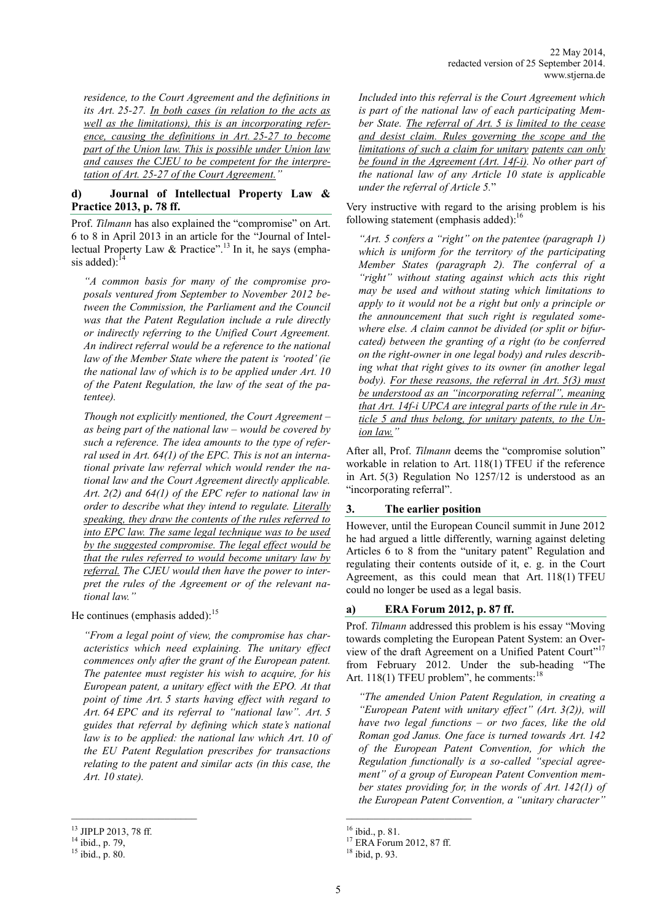*residence, to the Court Agreement and the definitions in its Art. 25-27. In both cases (in relation to the acts as well as the limitations), this is an incorporating reference, causing the definitions in Art. 25-27 to become part of the Union law. This is possible under Union law and causes the CJEU to be competent for the interpretation of Art. 25-27 of the Court Agreement."*

#### d) Journal of Intellectual Property Law & Practice 2013, p. 78 ff.

Prof. *Tilmann* has also explained the "compromise" on Art. 6 to 8 in April 2013 in an article for the "Journal of Intellectual Property Law & Practice".[13] In it, he says (emphasis added):[14]

> *"A common basis for many of the compromise proposals ventured from September to November 2012 between the Commission, the Parliament and the Council was that the Patent Regulation include a rule directly or indirectly referring to the Unified Court Agreement. An indirect referral would be a reference to the national law of the Member State where the patent is 'rooted' (ie the national law of which is to be applied under Art. 10 of the Patent Regulation, the law of the seat of the patentee).*
>
> *Though not explicitly mentioned, the Court Agreement – as being part of the national law – would be covered by such a reference. The idea amounts to the type of referral used in Art. 64(1) of the EPC. This is not an international private law referral which would render the national law and the Court Agreement directly applicable. Art. 2(2) and 64(1) of the EPC refer to national law in order to describe what they intend to regulate. Literally speaking, they draw the contents of the rules referred to into EPC law. The same legal technique was to be used by the suggested compromise. The legal effect would be that the rules referred to would become unitary law by referral. The CJEU would then have the power to interpret the rules of the Agreement or of the relevant national law."*

He continues (emphasis added):[15]

> *"From a legal point of view, the compromise has characteristics which need explaining. The unitary effect commences only after the grant of the European patent. The patentee must register his wish to acquire, for his European patent, a unitary effect with the EPO. At that point of time Art. 5 starts having effect with regard to Art. 64 EPC and its referral to "national law". Art. 5 guides that referral by defining which state's national law is to be applied: the national law which Art. 10 of the EU Patent Regulation prescribes for transactions relating to the patent and similar acts (in this case, the Art. 10 state).*
>
> *Included into this referral is the Court Agreement which is part of the national law of each participating Member State. The referral of Art. 5 is limited to the cease and desist claim. Rules governing the scope and the limitations of such a claim for unitary patents can only be found in the Agreement (Art. 14f-i). No other part of the national law of any Article 10 state is applicable under the referral of Article 5.*"

Very instructive with regard to the arising problem is his following statement (emphasis added):[16]

> *"Art. 5 confers a "right" on the patentee (paragraph 1) which is uniform for the territory of the participating Member States (paragraph 2). The conferral of a "right" without stating against which acts this right may be used and without stating which limitations to apply to it would not be a right but only a principle or the announcement that such right is regulated somewhere else. A claim cannot be divided (or split or bifurcated) between the granting of a right (to be conferred on the right-owner in one legal body) and rules describing what that right gives to its owner (in another legal body). For these reasons, the referral in Art. 5(3) must be understood as an "incorporating referral", meaning that Art. 14f-i UPCA are integral parts of the rule in Article 5 and thus belong, for unitary patents, to the Union law."*

After all, Prof. *Tilmann* deems the "compromise solution" workable in relation to Art. 118(1) TFEU if the reference in Art. 5(3) Regulation No 1257/12 is understood as an "incorporating referral".

### 3. The earlier position

However, until the European Council summit in June 2012 he had argued a little differently, warning against deleting Articles 6 to 8 from the "unitary patent" Regulation and regulating their contents outside of it, e. g. in the Court Agreement, as this could mean that Art. 118(1) TFEU could no longer be used as a legal basis.

#### a) ERA Forum 2012, p. 87 ff.

Prof. *Tilmann* addressed this problem is his essay "Moving towards completing the European Patent System: an Overview of the draft Agreement on a Unified Patent Court"[17] from February 2012. Under the sub-heading "The Art. 118(1) TFEU problem", he comments:[18]

> *"The amended Union Patent Regulation, in creating a "European Patent with unitary effect" (Art. 3(2)), will have two legal functions – or two faces, like the old Roman god Janus. One face is turned towards Art. 142 of the European Patent Convention, for which the Regulation functionally is a so-called "special agreement" of a group of European Patent Convention member states providing for, in the words of Art. 142(1) of the European Patent Convention, a "unitary character"*

---

[13] JIPLP 2013, 78 ff.
[14] ibid., p. 79,
[15] ibid., p. 80.
[16] ibid., p. 81.
[17] ERA Forum 2012, 87 ff.
[18] ibid, p. 93.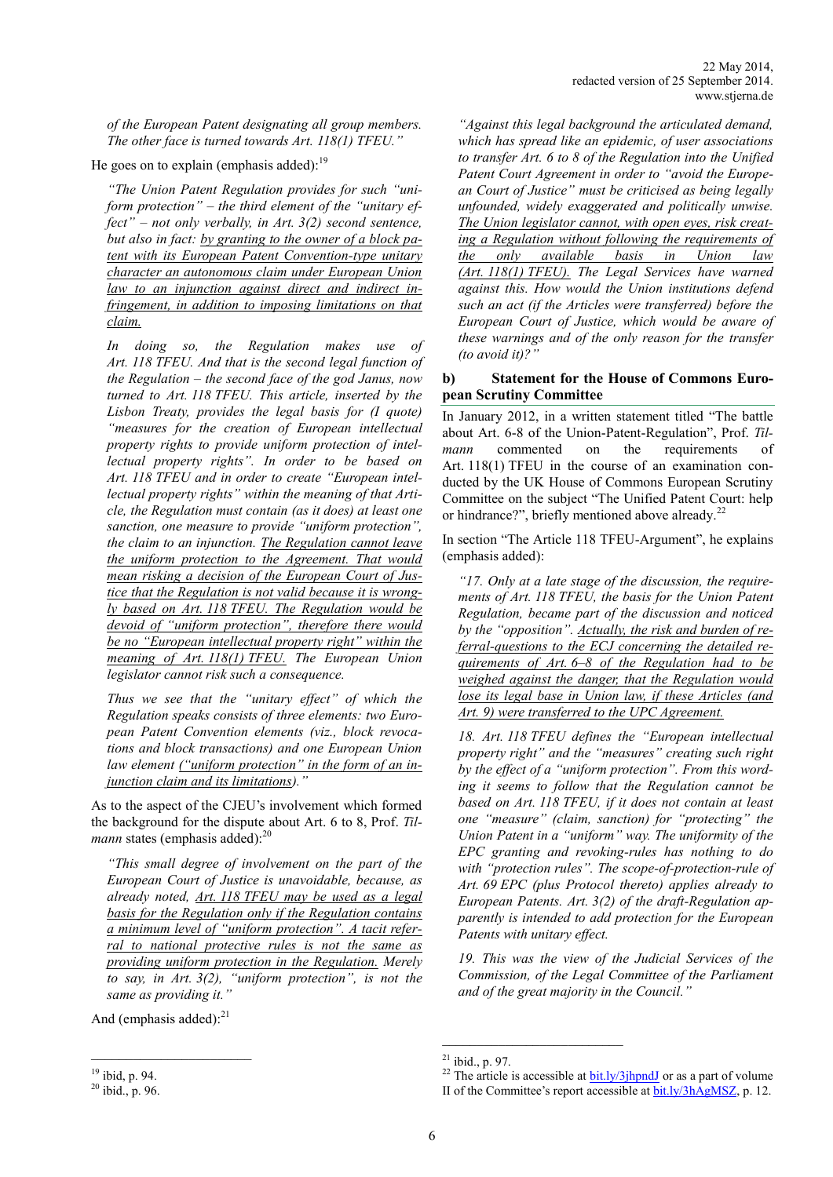*of the European Patent designating all group members. The other face is turned towards Art. 118(1) TFEU."*

He goes on to explain (emphasis added):[19]

> *"The Union Patent Regulation provides for such "uniform protection" – the third element of the "unitary effect" – not only verbally, in Art. 3(2) second sentence, but also in fact: by granting to the owner of a block patent with its European Patent Convention-type unitary character an autonomous claim under European Union law to an injunction against direct and indirect infringement, in addition to imposing limitations on that claim.*
>
> *In doing so, the Regulation makes use of Art. 118 TFEU. And that is the second legal function of the Regulation – the second face of the god Janus, now turned to Art. 118 TFEU. This article, inserted by the Lisbon Treaty, provides the legal basis for (I quote) "measures for the creation of European intellectual property rights to provide uniform protection of intellectual property rights". In order to be based on Art. 118 TFEU and in order to create "European intellectual property rights" within the meaning of that Article, the Regulation must contain (as it does) at least one sanction, one measure to provide "uniform protection", the claim to an injunction. The Regulation cannot leave the uniform protection to the Agreement. That would mean risking a decision of the European Court of Justice that the Regulation is not valid because it is wrongly based on Art. 118 TFEU. The Regulation would be devoid of "uniform protection", therefore there would be no "European intellectual property right" within the meaning of Art. 118(1) TFEU. The European Union legislator cannot risk such a consequence.*
>
> *Thus we see that the "unitary effect" of which the Regulation speaks consists of three elements: two European Patent Convention elements (viz., block revocations and block transactions) and one European Union law element ("uniform protection" in the form of an injunction claim and its limitations)."*

As to the aspect of the CJEU's involvement which formed the background for the dispute about Art. 6 to 8, Prof. *Tilmann* states (emphasis added):[20]

> *"This small degree of involvement on the part of the European Court of Justice is unavoidable, because, as already noted, Art. 118 TFEU may be used as a legal basis for the Regulation only if the Regulation contains a minimum level of "uniform protection". A tacit referral to national protective rules is not the same as providing uniform protection in the Regulation. Merely to say, in Art. 3(2), "uniform protection", is not the same as providing it."*

And (emphasis added):[21]

> *"Against this legal background the articulated demand, which has spread like an epidemic, of user associations to transfer Art. 6 to 8 of the Regulation into the Unified Patent Court Agreement in order to "avoid the European Court of Justice" must be criticised as being legally unfounded, widely exaggerated and politically unwise. The Union legislator cannot, with open eyes, risk creating a Regulation without following the requirements of the only available basis in Union law (Art. 118(1) TFEU). The Legal Services have warned against this. How would the Union institutions defend such an act (if the Articles were transferred) before the European Court of Justice, which would be aware of these warnings and of the only reason for the transfer (to avoid it)?"*

### b) Statement for the House of Commons European Scrutiny Committee

In January 2012, in a written statement titled "The battle about Art. 6-8 of the Union-Patent-Regulation", Prof. *Tilmann* commented on the requirements of Art. 118(1) TFEU in the course of an examination conducted by the UK House of Commons European Scrutiny Committee on the subject "The Unified Patent Court: help or hindrance?", briefly mentioned above already.[22]

In section "The Article 118 TFEU-Argument", he explains (emphasis added):

> *"17. Only at a late stage of the discussion, the requirements of Art. 118 TFEU, the basis for the Union Patent Regulation, became part of the discussion and noticed by the "opposition". Actually, the risk and burden of referral-questions to the ECJ concerning the detailed requirements of Art. 6–8 of the Regulation had to be weighed against the danger, that the Regulation would lose its legal base in Union law, if these Articles (and Art. 9) were transferred to the UPC Agreement.*
>
> *18. Art. 118 TFEU defines the "European intellectual property right" and the "measures" creating such right by the effect of a "uniform protection". From this wording it seems to follow that the Regulation cannot be based on Art. 118 TFEU, if it does not contain at least one "measure" (claim, sanction) for "protecting" the Union Patent in a "uniform" way. The uniformity of the EPC granting and revoking-rules has nothing to do with "protection rules". The scope-of-protection-rule of Art. 69 EPC (plus Protocol thereto) applies already to European Patents. Art. 3(2) of the draft-Regulation apparently is intended to add protection for the European Patents with unitary effect.*
>
> *19. This was the view of the Judicial Services of the Commission, of the Legal Committee of the Parliament and of the great majority in the Council."*

---

[19] ibid, p. 94.

[20] ibid., p. 96.

[21] ibid., p. 97.

[22] The article is accessible at bit.ly/3jhpndJ or as a part of volume II of the Committee's report accessible at bit.ly/3hAgMSZ, p. 12.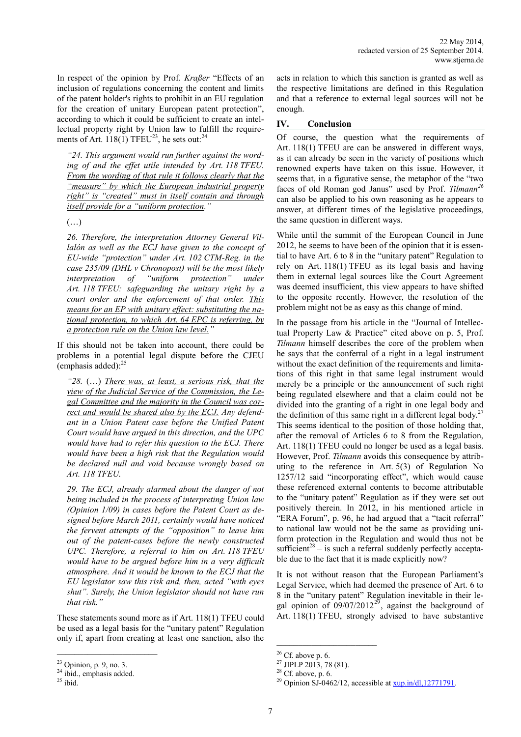In respect of the opinion by Prof. *Kraßer* "Effects of an inclusion of regulations concerning the content and limits of the patent holder's rights to prohibit in an EU regulation for the creation of unitary European patent protection", according to which it could be sufficient to create an intellectual property right by Union law to fulfill the requirements of Art. 118(1) TFEU[23], he sets out:[24]

> *"24. This argument would run further against the wording of and the effet utile intended by Art. 118 TFEU. From the wording of that rule it follows clearly that the "measure" by which the European industrial property right" is "created" must in itself contain and through itself provide for a "uniform protection."*
>
> (…)
>
> *26. Therefore, the interpretation Attorney General Villalón as well as the ECJ have given to the concept of EU-wide "protection" under Art. 102 CTM-Reg. in the case 235/09 (DHL v Chronopost) will be the most likely interpretation of "uniform protection" under Art. 118 TFEU: safeguarding the unitary right by a court order and the enforcement of that order. This means for an EP with unitary effect: substituting the national protection, to which Art. 64 EPC is referring, by a protection rule on the Union law level."*

If this should not be taken into account, there could be problems in a potential legal dispute before the CJEU (emphasis added):[25]

> *"28.* (…) *There was, at least, a serious risk, that the view of the Judicial Service of the Commission, the Legal Committee and the majority in the Council was correct and would be shared also by the ECJ. Any defendant in a Union Patent case before the Unified Patent Court would have argued in this direction, and the UPC would have had to refer this question to the ECJ. There would have been a high risk that the Regulation would be declared null and void because wrongly based on Art. 118 TFEU.*
>
> *29. The ECJ, already alarmed about the danger of not being included in the process of interpreting Union law (Opinion 1/09) in cases before the Patent Court as designed before March 2011, certainly would have noticed the fervent attempts of the "opposition" to leave him out of the patent-cases before the newly constructed UPC. Therefore, a referral to him on Art. 118 TFEU would have to be argued before him in a very difficult atmosphere. And it would be known to the ECJ that the EU legislator saw this risk and, then, acted "with eyes shut". Surely, the Union legislator should not have run that risk."*

These statements sound more as if Art. 118(1) TFEU could be used as a legal basis for the "unitary patent" Regulation only if, apart from creating at least one sanction, also the acts in relation to which this sanction is granted as well as the respective limitations are defined in this Regulation and that a reference to external legal sources will not be enough.

## IV. Conclusion

Of course, the question what the requirements of Art. 118(1) TFEU are can be answered in different ways, as it can already be seen in the variety of positions which renowned experts have taken on this issue. However, it seems that, in a figurative sense, the metaphor of the "two faces of old Roman god Janus" used by Prof. *Tilmann*[26] can also be applied to his own reasoning as he appears to answer, at different times of the legislative proceedings, the same question in different ways.

While until the summit of the European Council in June 2012, he seems to have been of the opinion that it is essential to have Art. 6 to 8 in the "unitary patent" Regulation to rely on Art. 118(1) TFEU as its legal basis and having them in external legal sources like the Court Agreement was deemed insufficient, this view appears to have shifted to the opposite recently. However, the resolution of the problem might not be as easy as this change of mind.

In the passage from his article in the "Journal of Intellectual Property Law & Practice" cited above on p. 5, Prof. *Tilmann* himself describes the core of the problem when he says that the conferral of a right in a legal instrument without the exact definition of the requirements and limitations of this right in that same legal instrument would merely be a principle or the announcement of such right being regulated elsewhere and that a claim could not be divided into the granting of a right in one legal body and the definition of this same right in a different legal body.[27] This seems identical to the position of those holding that, after the removal of Articles 6 to 8 from the Regulation, Art. 118(1) TFEU could no longer be used as a legal basis. However, Prof. *Tilmann* avoids this consequence by attributing to the reference in Art. 5(3) of Regulation No 1257/12 said "incorporating effect", which would cause these referenced external contents to become attributable to the "unitary patent" Regulation as if they were set out positively therein. In 2012, in his mentioned article in "ERA Forum", p. 96, he had argued that a "tacit referral" to national law would not be the same as providing uniform protection in the Regulation and would thus not be sufficient[28] – is such a referral suddenly perfectly acceptable due to the fact that it is made explicitly now?

It is not without reason that the European Parliament's Legal Service, which had deemed the presence of Art. 6 to 8 in the "unitary patent" Regulation inevitable in their legal opinion of 09/07/2012[29], against the background of Art. 118(1) TFEU, strongly advised to have substantive

---

[23] Opinion, p. 9, no. 3.
[24] ibid., emphasis added.
[25] ibid.
[26] Cf. above p. 6.
[27] JIPLP 2013, 78 (81).
[28] Cf. above, p. 6.
[29] Opinion SJ-0462/12, accessible at xup.in/dl,12771791.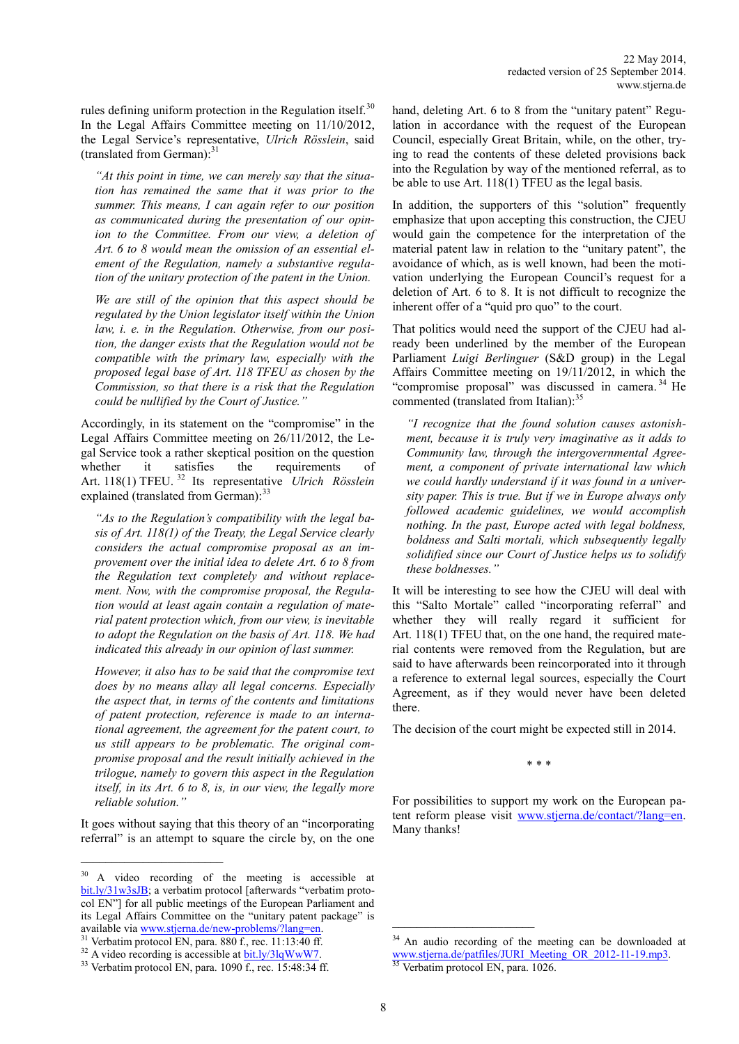rules defining uniform protection in the Regulation itself.[30] In the Legal Affairs Committee meeting on 11/10/2012, the Legal Service's representative, *Ulrich Rösslein*, said (translated from German):[31]

> *"At this point in time, we can merely say that the situation has remained the same that it was prior to the summer. This means, I can again refer to our position as communicated during the presentation of our opinion to the Committee. From our view, a deletion of Art. 6 to 8 would mean the omission of an essential element of the Regulation, namely a substantive regulation of the unitary protection of the patent in the Union.*
>
> *We are still of the opinion that this aspect should be regulated by the Union legislator itself within the Union law, i. e. in the Regulation. Otherwise, from our position, the danger exists that the Regulation would not be compatible with the primary law, especially with the proposed legal base of Art. 118 TFEU as chosen by the Commission, so that there is a risk that the Regulation could be nullified by the Court of Justice."*

Accordingly, in its statement on the "compromise" in the Legal Affairs Committee meeting on 26/11/2012, the Legal Service took a rather skeptical position on the question whether it satisfies the requirements of Art. 118(1) TFEU.[32] Its representative *Ulrich Rösslein* explained (translated from German):[33]

> *"As to the Regulation's compatibility with the legal basis of Art. 118(1) of the Treaty, the Legal Service clearly considers the actual compromise proposal as an improvement over the initial idea to delete Art. 6 to 8 from the Regulation text completely and without replacement. Now, with the compromise proposal, the Regulation would at least again contain a regulation of material patent protection which, from our view, is inevitable to adopt the Regulation on the basis of Art. 118. We had indicated this already in our opinion of last summer.*
>
> *However, it also has to be said that the compromise text does by no means allay all legal concerns. Especially the aspect that, in terms of the contents and limitations of patent protection, reference is made to an international agreement, the agreement for the patent court, to us still appears to be problematic. The original compromise proposal and the result initially achieved in the trilogue, namely to govern this aspect in the Regulation itself, in its Art. 6 to 8, is, in our view, the legally more reliable solution."*

It goes without saying that this theory of an "incorporating referral" is an attempt to square the circle by, on the one hand, deleting Art. 6 to 8 from the "unitary patent" Regulation in accordance with the request of the European Council, especially Great Britain, while, on the other, trying to read the contents of these deleted provisions back into the Regulation by way of the mentioned referral, as to be able to use Art. 118(1) TFEU as the legal basis.

In addition, the supporters of this "solution" frequently emphasize that upon accepting this construction, the CJEU would gain the competence for the interpretation of the material patent law in relation to the "unitary patent", the avoidance of which, as is well known, had been the motivation underlying the European Council's request for a deletion of Art. 6 to 8. It is not difficult to recognize the inherent offer of a "quid pro quo" to the court.

That politics would need the support of the CJEU had already been underlined by the member of the European Parliament *Luigi Berlinguer* (S&D group) in the Legal Affairs Committee meeting on 19/11/2012, in which the "compromise proposal" was discussed in camera.[34] He commented (translated from Italian):[35]

> *"I recognize that the found solution causes astonishment, because it is truly very imaginative as it adds to Community law, through the intergovernmental Agreement, a component of private international law which we could hardly understand if it was found in a university paper. This is true. But if we in Europe always only followed academic guidelines, we would accomplish nothing. In the past, Europe acted with legal boldness, boldness and Salti mortali, which subsequently legally solidified since our Court of Justice helps us to solidify these boldnesses."*

It will be interesting to see how the CJEU will deal with this "Salto Mortale" called "incorporating referral" and whether they will really regard it sufficient for Art. 118(1) TFEU that, on the one hand, the required material contents were removed from the Regulation, but are said to have afterwards been reincorporated into it through a reference to external legal sources, especially the Court Agreement, as if they would never have been deleted there.

The decision of the court might be expected still in 2014.

\* \* \*

For possibilities to support my work on the European patent reform please visit www.stjerna.de/contact/?lang=en. Many thanks!

---

[30] A video recording of the meeting is accessible at bit.ly/31w3sJB; a verbatim protocol [afterwards "verbatim protocol EN"] for all public meetings of the European Parliament and its Legal Affairs Committee on the "unitary patent package" is available via www.stjerna.de/new-problems/?lang=en.

[31] Verbatim protocol EN, para. 880 f., rec. 11:13:40 ff.

[32] A video recording is accessible at bit.ly/3lqWwW7.

[33] Verbatim protocol EN, para. 1090 f., rec. 15:48:34 ff.

[34] An audio recording of the meeting can be downloaded at www.stjerna.de/patfiles/JURI_Meeting_OR_2012-11-19.mp3.

[35] Verbatim protocol EN, para. 1026.